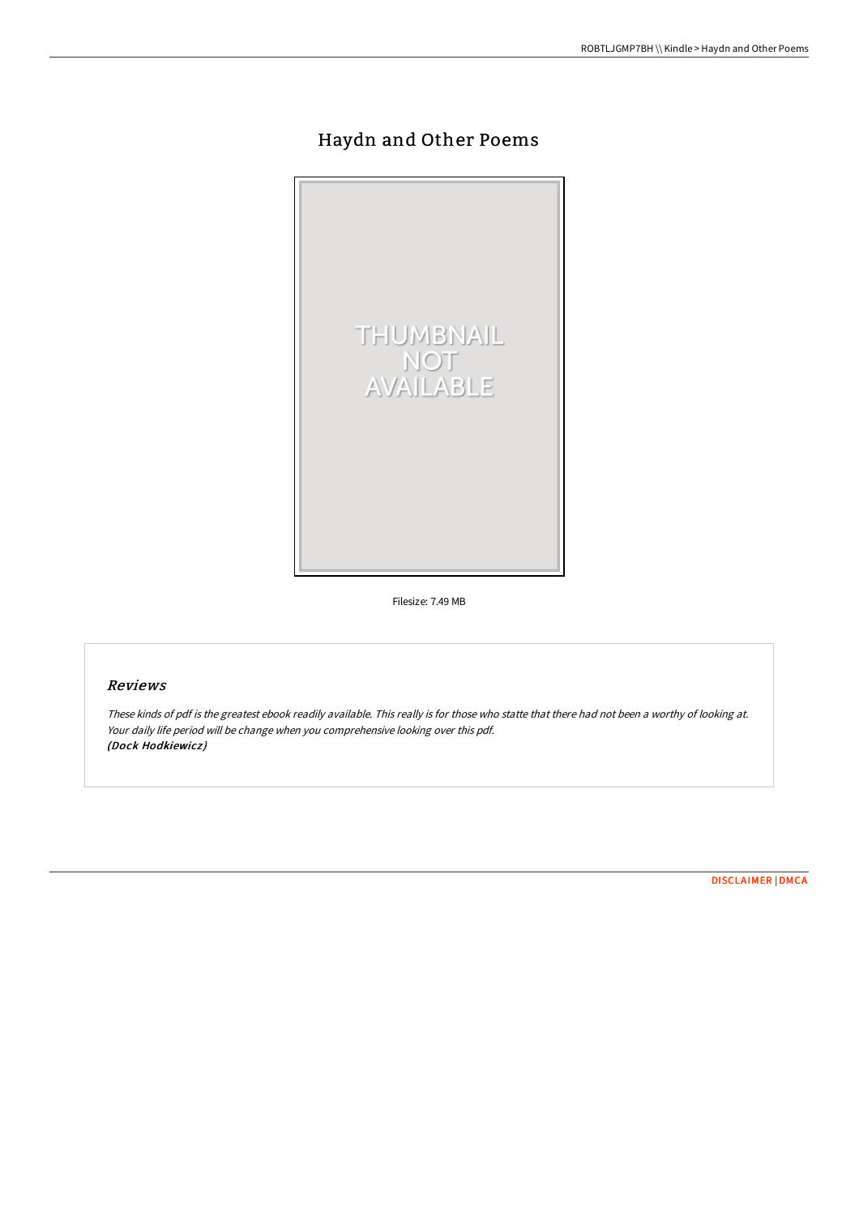# Haydn and Other Poems

THUMBNAIL NOT AVAILABLE

Filesize: 7.49 MB

## Reviews

*These kinds of pdf is the greatest ebook readily available. This really is for those who statte that there had not been a worthy of looking at. Your daily life period will be change when you comprehensive looking over this pdf.*
*(Dock Hodkiewicz)*

DISCLAIMER | DMCA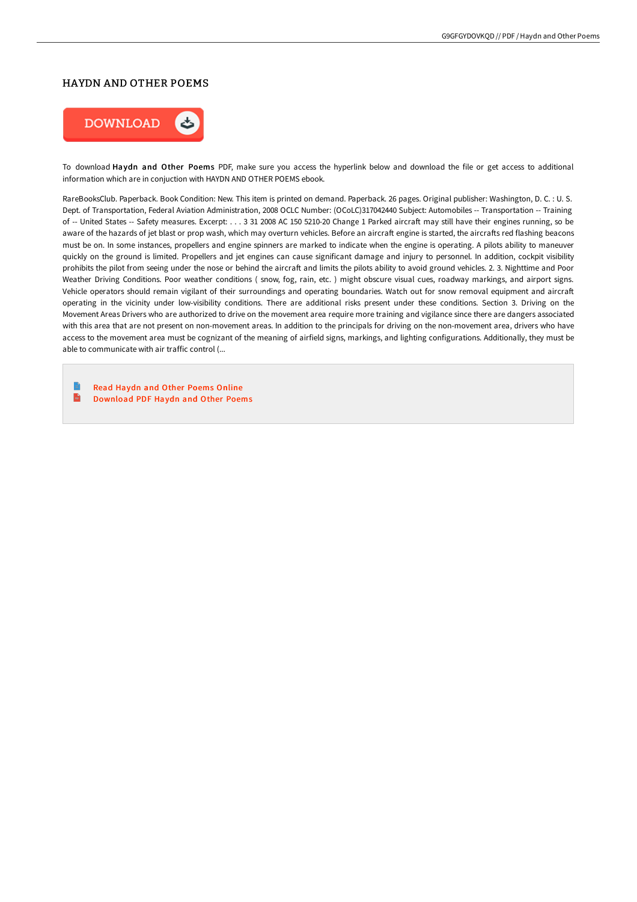# HAYDN AND OTHER POEMS

DOWNLOAD

To download **Haydn and Other Poems** PDF, make sure you access the hyperlink below and download the file or get access to additional information which are in conjuction with HAYDN AND OTHER POEMS ebook.

RareBooksClub. Paperback. Book Condition: New. This item is printed on demand. Paperback. 26 pages. Original publisher: Washington, D. C. : U. S. Dept. of Transportation, Federal Aviation Administration, 2008 OCLC Number: (OCoLC)317042440 Subject: Automobiles -- Transportation -- Training of -- United States -- Safety measures. Excerpt: . . . 3 31 2008 AC 150 5210-20 Change 1 Parked aircraft may still have their engines running, so be aware of the hazards of jet blast or prop wash, which may overturn vehicles. Before an aircraft engine is started, the aircrafts red flashing beacons must be on. In some instances, propellers and engine spinners are marked to indicate when the engine is operating. A pilots ability to maneuver quickly on the ground is limited. Propellers and jet engines can cause significant damage and injury to personnel. In addition, cockpit visibility prohibits the pilot from seeing under the nose or behind the aircraft and limits the pilots ability to avoid ground vehicles. 2. 3. Nighttime and Poor Weather Driving Conditions. Poor weather conditions ( snow, fog, rain, etc. ) might obscure visual cues, roadway markings, and airport signs. Vehicle operators should remain vigilant of their surroundings and operating boundaries. Watch out for snow removal equipment and aircraft operating in the vicinity under low-visibility conditions. There are additional risks present under these conditions. Section 3. Driving on the Movement Areas Drivers who are authorized to drive on the movement area require more training and vigilance since there are dangers associated with this area that are not present on non-movement areas. In addition to the principals for driving on the non-movement area, drivers who have access to the movement area must be cognizant of the meaning of airfield signs, markings, and lighting configurations. Additionally, they must be able to communicate with air traffic control (...

- Read Haydn and Other Poems Online
- Download PDF Haydn and Other Poems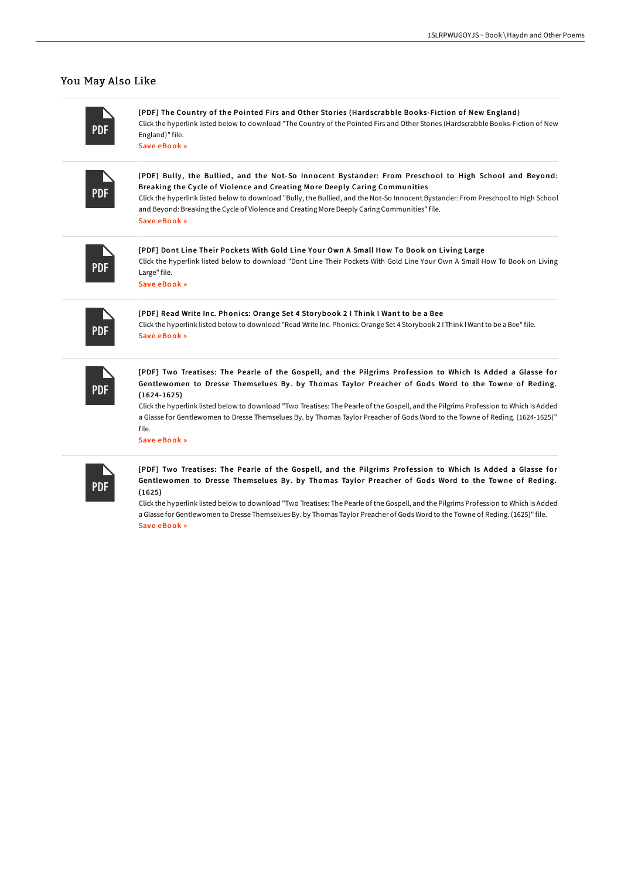## You May Also Like

**[PDF] The Country of the Pointed Firs and Other Stories (Hardscrabble Books-Fiction of New England)**

Click the hyperlink listed below to download "The Country of the Pointed Firs and Other Stories (Hardscrabble Books-Fiction of New England)" file.

Save eBook »

**[PDF] Bully, the Bullied, and the Not-So Innocent Bystander: From Preschool to High School and Beyond: Breaking the Cycle of Violence and Creating More Deeply Caring Communities**

Click the hyperlink listed below to download "Bully, the Bullied, and the Not-So Innocent Bystander: From Preschool to High School and Beyond: Breaking the Cycle of Violence and Creating More Deeply Caring Communities" file.

Save eBook »

**[PDF] Dont Line Their Pockets With Gold Line Your Own A Small How To Book on Living Large**

Click the hyperlink listed below to download "Dont Line Their Pockets With Gold Line Your Own A Small How To Book on Living Large" file.

Save eBook »

**[PDF] Read Write Inc. Phonics: Orange Set 4 Storybook 2 I Think I Want to be a Bee**

Click the hyperlink listed below to download "Read Write Inc. Phonics: Orange Set 4 Storybook 2 I Think I Want to be a Bee" file.

Save eBook »

**[PDF] Two Treatises: The Pearle of the Gospell, and the Pilgrims Profession to Which Is Added a Glasse for Gentlewomen to Dresse Themselues By. by Thomas Taylor Preacher of Gods Word to the Towne of Reding. (1624-1625)**

Click the hyperlink listed below to download "Two Treatises: The Pearle of the Gospell, and the Pilgrims Profession to Which Is Added a Glasse for Gentlewomen to Dresse Themselues By. by Thomas Taylor Preacher of Gods Word to the Towne of Reding. (1624-1625)" file.

Save eBook »

**[PDF] Two Treatises: The Pearle of the Gospell, and the Pilgrims Profession to Which Is Added a Glasse for Gentlewomen to Dresse Themselues By. by Thomas Taylor Preacher of Gods Word to the Towne of Reding. (1625)**

Click the hyperlink listed below to download "Two Treatises: The Pearle of the Gospell, and the Pilgrims Profession to Which Is Added a Glasse for Gentlewomen to Dresse Themselues By. by Thomas Taylor Preacher of Gods Word to the Towne of Reding. (1625)" file.

Save eBook »